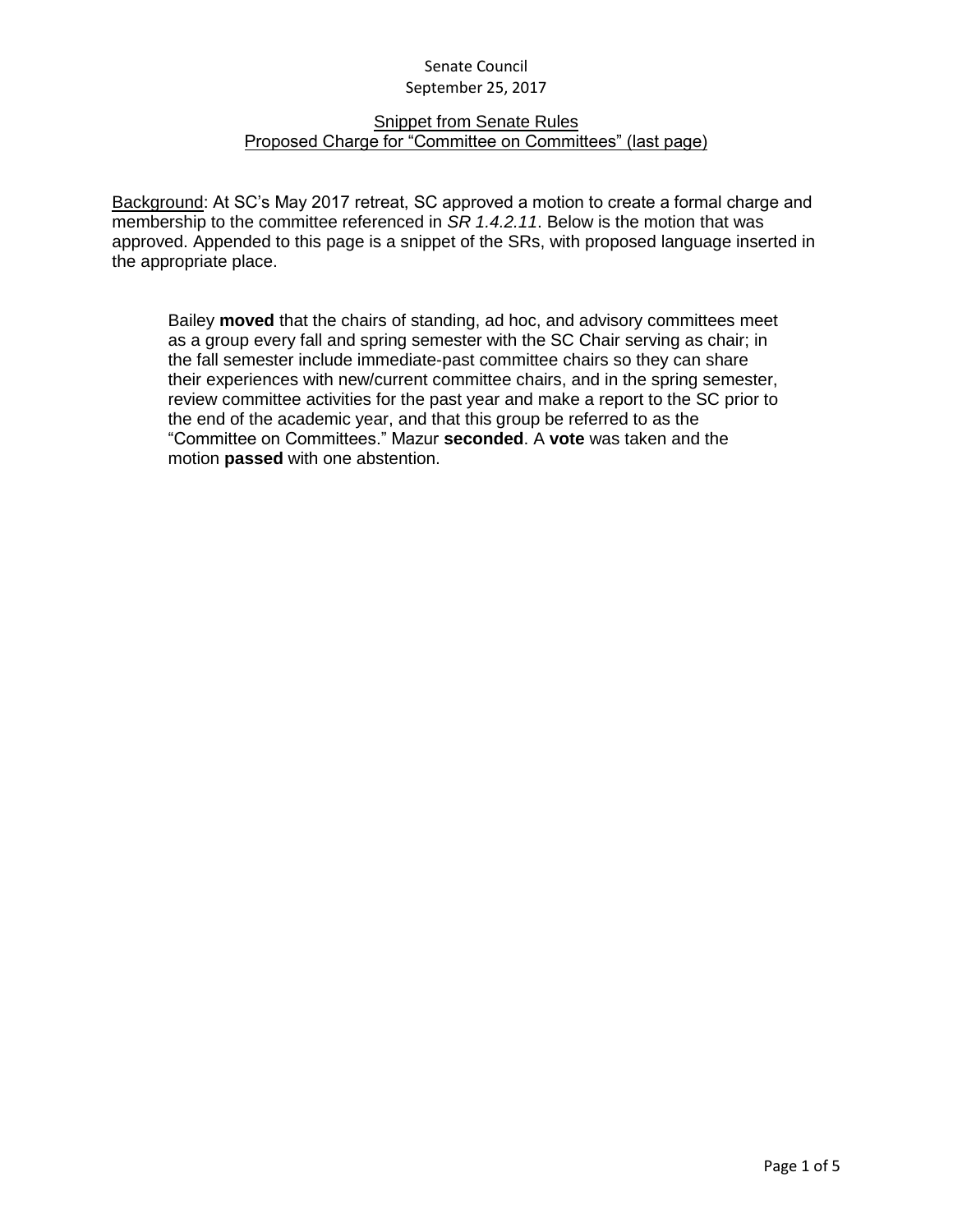Senate Council
September 25, 2017

## Snippet from Senate Rules
## Proposed Charge for "Committee on Committees" (last page)

Background: At SC's May 2017 retreat, SC approved a motion to create a formal charge and membership to the committee referenced in *SR 1.4.2.11*. Below is the motion that was approved. Appended to this page is a snippet of the SRs, with proposed language inserted in the appropriate place.

> Bailey **moved** that the chairs of standing, ad hoc, and advisory committees meet as a group every fall and spring semester with the SC Chair serving as chair; in the fall semester include immediate-past committee chairs so they can share their experiences with new/current committee chairs, and in the spring semester, review committee activities for the past year and make a report to the SC prior to the end of the academic year, and that this group be referred to as the "Committee on Committees." Mazur **seconded**. A **vote** was taken and the motion **passed** with one abstention.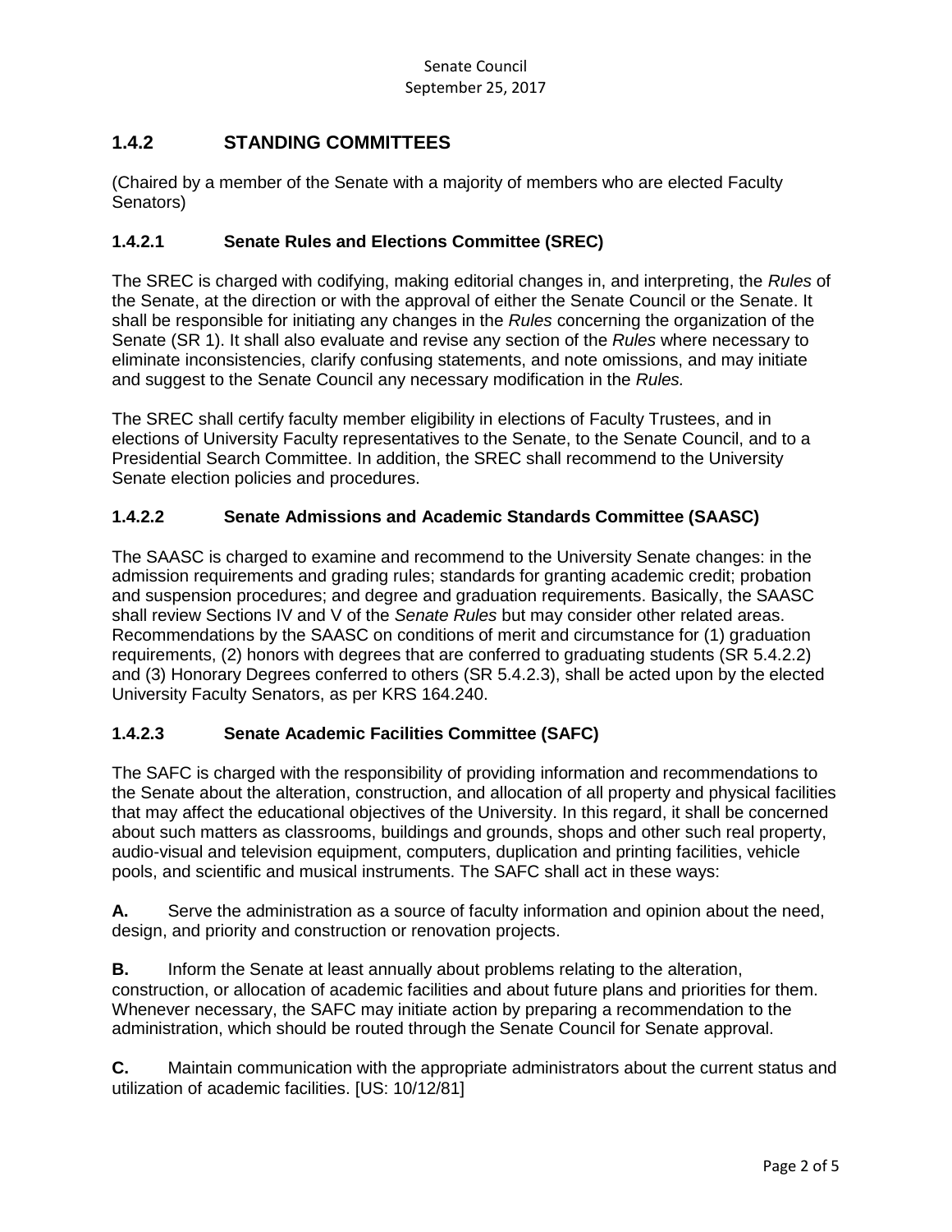## 1.4.2 STANDING COMMITTEES

(Chaired by a member of the Senate with a majority of members who are elected Faculty Senators)

### 1.4.2.1 Senate Rules and Elections Committee (SREC)

The SREC is charged with codifying, making editorial changes in, and interpreting, the *Rules* of the Senate, at the direction or with the approval of either the Senate Council or the Senate. It shall be responsible for initiating any changes in the *Rules* concerning the organization of the Senate (SR 1). It shall also evaluate and revise any section of the *Rules* where necessary to eliminate inconsistencies, clarify confusing statements, and note omissions, and may initiate and suggest to the Senate Council any necessary modification in the *Rules.*

The SREC shall certify faculty member eligibility in elections of Faculty Trustees, and in elections of University Faculty representatives to the Senate, to the Senate Council, and to a Presidential Search Committee. In addition, the SREC shall recommend to the University Senate election policies and procedures.

### 1.4.2.2 Senate Admissions and Academic Standards Committee (SAASC)

The SAASC is charged to examine and recommend to the University Senate changes: in the admission requirements and grading rules; standards for granting academic credit; probation and suspension procedures; and degree and graduation requirements. Basically, the SAASC shall review Sections IV and V of the *Senate Rules* but may consider other related areas. Recommendations by the SAASC on conditions of merit and circumstance for (1) graduation requirements, (2) honors with degrees that are conferred to graduating students (SR 5.4.2.2) and (3) Honorary Degrees conferred to others (SR 5.4.2.3), shall be acted upon by the elected University Faculty Senators, as per KRS 164.240.

### 1.4.2.3 Senate Academic Facilities Committee (SAFC)

The SAFC is charged with the responsibility of providing information and recommendations to the Senate about the alteration, construction, and allocation of all property and physical facilities that may affect the educational objectives of the University. In this regard, it shall be concerned about such matters as classrooms, buildings and grounds, shops and other such real property, audio-visual and television equipment, computers, duplication and printing facilities, vehicle pools, and scientific and musical instruments. The SAFC shall act in these ways:

**A.** Serve the administration as a source of faculty information and opinion about the need, design, and priority and construction or renovation projects.

**B.** Inform the Senate at least annually about problems relating to the alteration, construction, or allocation of academic facilities and about future plans and priorities for them. Whenever necessary, the SAFC may initiate action by preparing a recommendation to the administration, which should be routed through the Senate Council for Senate approval.

**C.** Maintain communication with the appropriate administrators about the current status and utilization of academic facilities. [US: 10/12/81]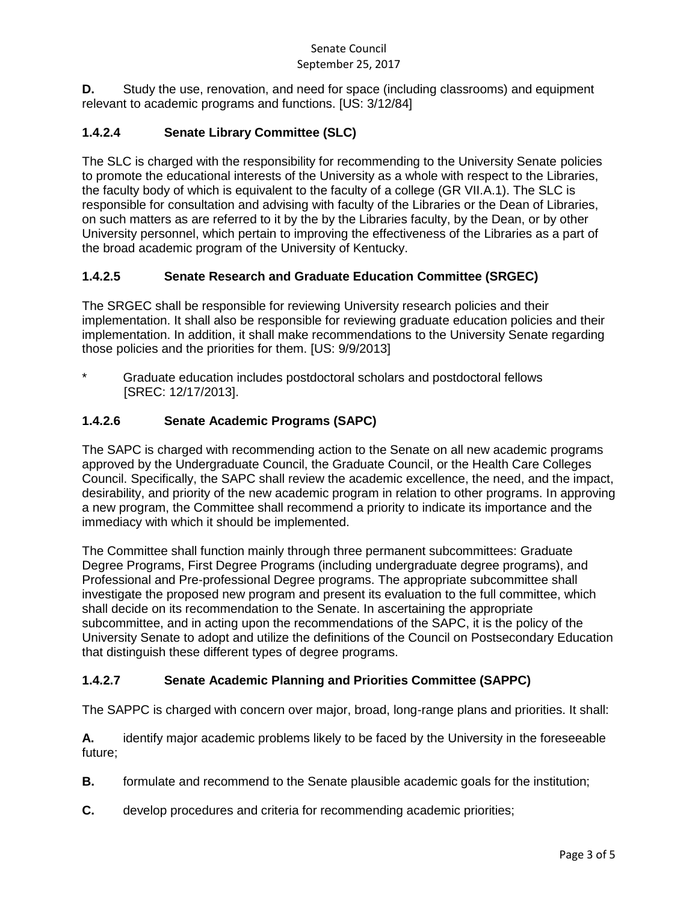**D.** Study the use, renovation, and need for space (including classrooms) and equipment relevant to academic programs and functions. [US: 3/12/84]

### 1.4.2.4 Senate Library Committee (SLC)

The SLC is charged with the responsibility for recommending to the University Senate policies to promote the educational interests of the University as a whole with respect to the Libraries, the faculty body of which is equivalent to the faculty of a college (GR VII.A.1). The SLC is responsible for consultation and advising with faculty of the Libraries or the Dean of Libraries, on such matters as are referred to it by the by the Libraries faculty, by the Dean, or by other University personnel, which pertain to improving the effectiveness of the Libraries as a part of the broad academic program of the University of Kentucky.

### 1.4.2.5 Senate Research and Graduate Education Committee (SRGEC)

The SRGEC shall be responsible for reviewing University research policies and their implementation. It shall also be responsible for reviewing graduate education policies and their implementation. In addition, it shall make recommendations to the University Senate regarding those policies and the priorities for them. [US: 9/9/2013]

\* Graduate education includes postdoctoral scholars and postdoctoral fellows [SREC: 12/17/2013].

### 1.4.2.6 Senate Academic Programs (SAPC)

The SAPC is charged with recommending action to the Senate on all new academic programs approved by the Undergraduate Council, the Graduate Council, or the Health Care Colleges Council. Specifically, the SAPC shall review the academic excellence, the need, and the impact, desirability, and priority of the new academic program in relation to other programs. In approving a new program, the Committee shall recommend a priority to indicate its importance and the immediacy with which it should be implemented.

The Committee shall function mainly through three permanent subcommittees: Graduate Degree Programs, First Degree Programs (including undergraduate degree programs), and Professional and Pre-professional Degree programs. The appropriate subcommittee shall investigate the proposed new program and present its evaluation to the full committee, which shall decide on its recommendation to the Senate. In ascertaining the appropriate subcommittee, and in acting upon the recommendations of the SAPC, it is the policy of the University Senate to adopt and utilize the definitions of the Council on Postsecondary Education that distinguish these different types of degree programs.

### 1.4.2.7 Senate Academic Planning and Priorities Committee (SAPPC)

The SAPPC is charged with concern over major, broad, long-range plans and priorities. It shall:

**A.** identify major academic problems likely to be faced by the University in the foreseeable future;

**B.** formulate and recommend to the Senate plausible academic goals for the institution;

**C.** develop procedures and criteria for recommending academic priorities;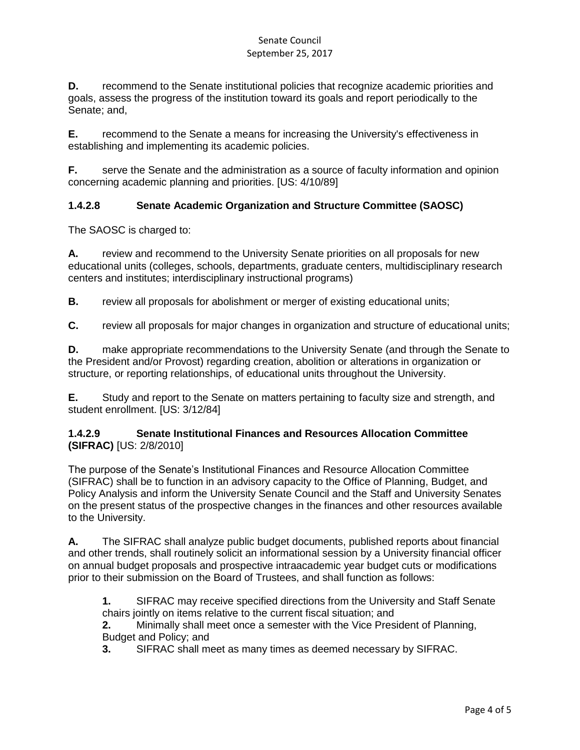**D.** recommend to the Senate institutional policies that recognize academic priorities and goals, assess the progress of the institution toward its goals and report periodically to the Senate; and,

**E.** recommend to the Senate a means for increasing the University's effectiveness in establishing and implementing its academic policies.

**F.** serve the Senate and the administration as a source of faculty information and opinion concerning academic planning and priorities. [US: 4/10/89]

### 1.4.2.8 Senate Academic Organization and Structure Committee (SAOSC)

The SAOSC is charged to:

**A.** review and recommend to the University Senate priorities on all proposals for new educational units (colleges, schools, departments, graduate centers, multidisciplinary research centers and institutes; interdisciplinary instructional programs)

**B.** review all proposals for abolishment or merger of existing educational units;

**C.** review all proposals for major changes in organization and structure of educational units;

**D.** make appropriate recommendations to the University Senate (and through the Senate to the President and/or Provost) regarding creation, abolition or alterations in organization or structure, or reporting relationships, of educational units throughout the University.

**E.** Study and report to the Senate on matters pertaining to faculty size and strength, and student enrollment. [US: 3/12/84]

### 1.4.2.9 Senate Institutional Finances and Resources Allocation Committee (SIFRAC) [US: 2/8/2010]

The purpose of the Senate's Institutional Finances and Resource Allocation Committee (SIFRAC) shall be to function in an advisory capacity to the Office of Planning, Budget, and Policy Analysis and inform the University Senate Council and the Staff and University Senates on the present status of the prospective changes in the finances and other resources available to the University.

**A.** The SIFRAC shall analyze public budget documents, published reports about financial and other trends, shall routinely solicit an informational session by a University financial officer on annual budget proposals and prospective intraacademic year budget cuts or modifications prior to their submission on the Board of Trustees, and shall function as follows:

> **1.** SIFRAC may receive specified directions from the University and Staff Senate chairs jointly on items relative to the current fiscal situation; and
>
> **2.** Minimally shall meet once a semester with the Vice President of Planning, Budget and Policy; and
>
> **3.** SIFRAC shall meet as many times as deemed necessary by SIFRAC.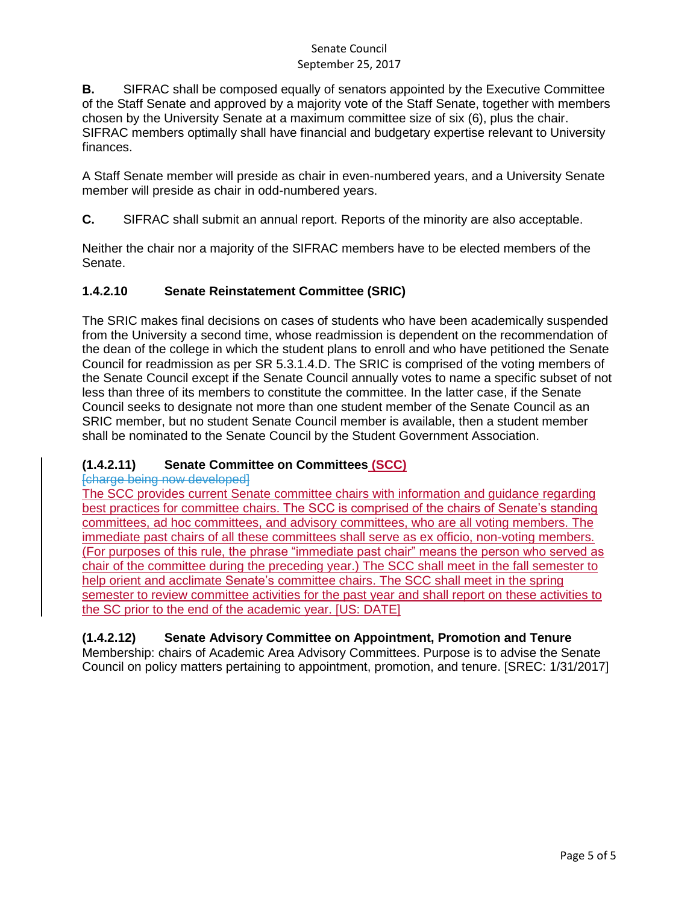**B.** SIFRAC shall be composed equally of senators appointed by the Executive Committee of the Staff Senate and approved by a majority vote of the Staff Senate, together with members chosen by the University Senate at a maximum committee size of six (6), plus the chair. SIFRAC members optimally shall have financial and budgetary expertise relevant to University finances.

A Staff Senate member will preside as chair in even-numbered years, and a University Senate member will preside as chair in odd-numbered years.

**C.** SIFRAC shall submit an annual report. Reports of the minority are also acceptable.

Neither the chair nor a majority of the SIFRAC members have to be elected members of the Senate.

### 1.4.2.10 Senate Reinstatement Committee (SRIC)

The SRIC makes final decisions on cases of students who have been academically suspended from the University a second time, whose readmission is dependent on the recommendation of the dean of the college in which the student plans to enroll and who have petitioned the Senate Council for readmission as per SR 5.3.1.4.D. The SRIC is comprised of the voting members of the Senate Council except if the Senate Council annually votes to name a specific subset of not less than three of its members to constitute the committee. In the latter case, if the Senate Council seeks to designate not more than one student member of the Senate Council as an SRIC member, but no student Senate Council member is available, then a student member shall be nominated to the Senate Council by the Student Government Association.

### (1.4.2.11) Senate Committee on Committees (SCC)

~~[charge being now developed]~~

The SCC provides current Senate committee chairs with information and guidance regarding best practices for committee chairs. The SCC is comprised of the chairs of Senate's standing committees, ad hoc committees, and advisory committees, who are all voting members. The immediate past chairs of all these committees shall serve as ex officio, non-voting members. (For purposes of this rule, the phrase "immediate past chair" means the person who served as chair of the committee during the preceding year.) The SCC shall meet in the fall semester to help orient and acclimate Senate's committee chairs. The SCC shall meet in the spring semester to review committee activities for the past year and shall report on these activities to the SC prior to the end of the academic year. [US: DATE]

### (1.4.2.12) Senate Advisory Committee on Appointment, Promotion and Tenure

Membership: chairs of Academic Area Advisory Committees. Purpose is to advise the Senate Council on policy matters pertaining to appointment, promotion, and tenure. [SREC: 1/31/2017]